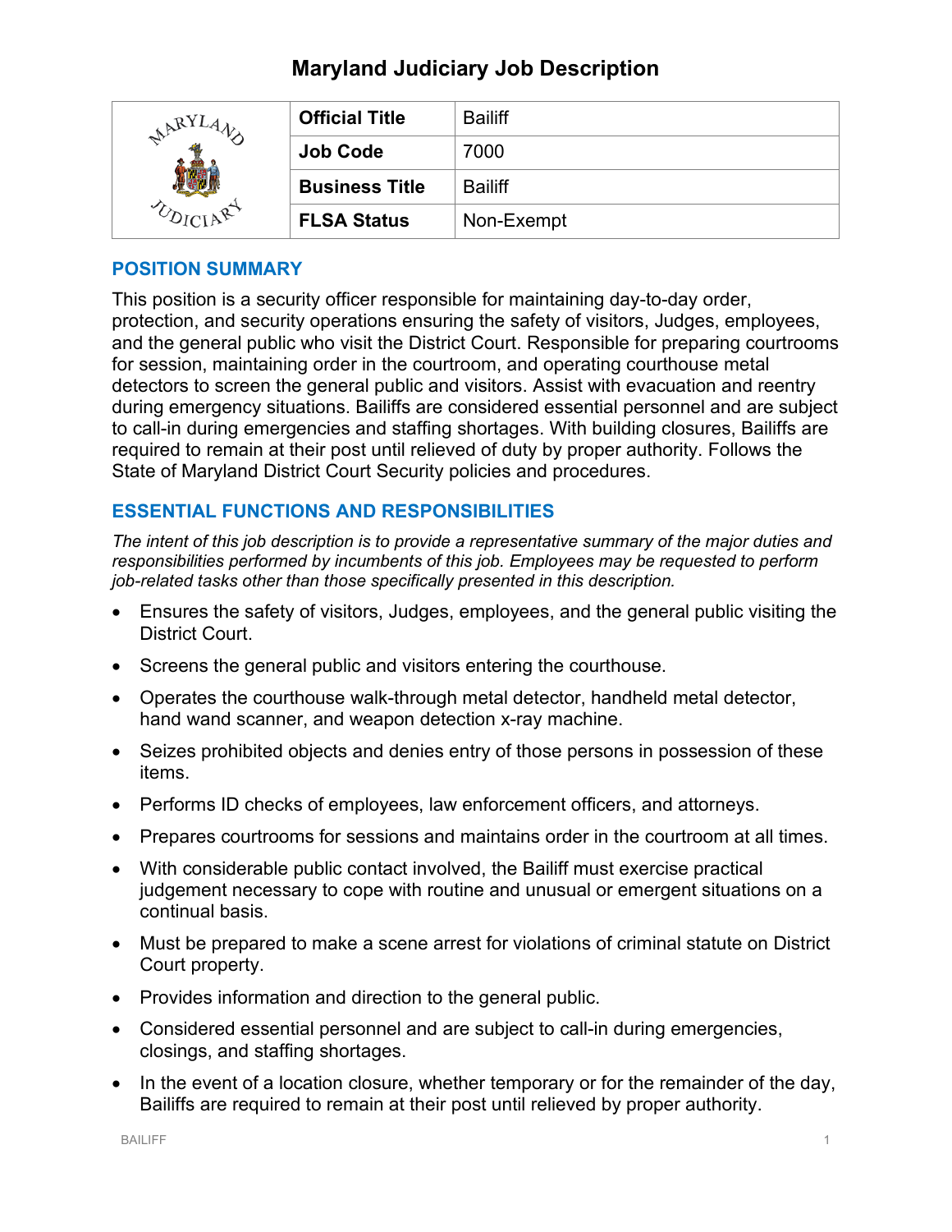# Maryland Judiciary Job Description

| | | |
|---|---|---|
| | **Official Title** | Bailiff |
| | **Job Code** | 7000 |
| | **Business Title** | Bailiff |
| | **FLSA Status** | Non-Exempt |

## POSITION SUMMARY

This position is a security officer responsible for maintaining day-to-day order, protection, and security operations ensuring the safety of visitors, Judges, employees, and the general public who visit the District Court. Responsible for preparing courtrooms for session, maintaining order in the courtroom, and operating courthouse metal detectors to screen the general public and visitors. Assist with evacuation and reentry during emergency situations. Bailiffs are considered essential personnel and are subject to call-in during emergencies and staffing shortages. With building closures, Bailiffs are required to remain at their post until relieved of duty by proper authority. Follows the State of Maryland District Court Security policies and procedures.

## ESSENTIAL FUNCTIONS AND RESPONSIBILITIES

*The intent of this job description is to provide a representative summary of the major duties and responsibilities performed by incumbents of this job. Employees may be requested to perform job-related tasks other than those specifically presented in this description.*

- Ensures the safety of visitors, Judges, employees, and the general public visiting the District Court.
- Screens the general public and visitors entering the courthouse.
- Operates the courthouse walk-through metal detector, handheld metal detector, hand wand scanner, and weapon detection x-ray machine.
- Seizes prohibited objects and denies entry of those persons in possession of these items.
- Performs ID checks of employees, law enforcement officers, and attorneys.
- Prepares courtrooms for sessions and maintains order in the courtroom at all times.
- With considerable public contact involved, the Bailiff must exercise practical judgement necessary to cope with routine and unusual or emergent situations on a continual basis.
- Must be prepared to make a scene arrest for violations of criminal statute on District Court property.
- Provides information and direction to the general public.
- Considered essential personnel and are subject to call-in during emergencies, closings, and staffing shortages.
- In the event of a location closure, whether temporary or for the remainder of the day, Bailiffs are required to remain at their post until relieved by proper authority.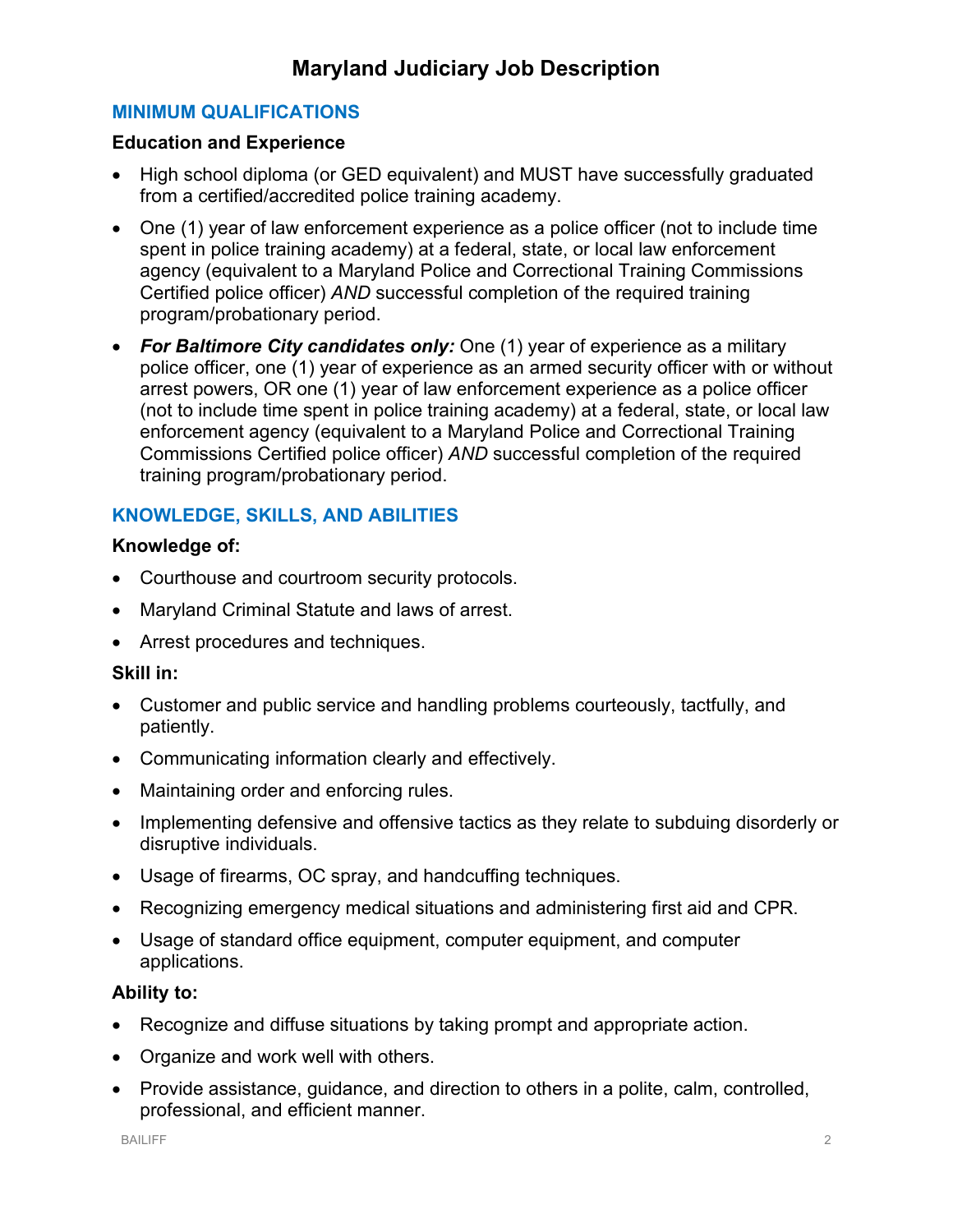# Maryland Judiciary Job Description

## MINIMUM QUALIFICATIONS

### Education and Experience

- High school diploma (or GED equivalent) and MUST have successfully graduated from a certified/accredited police training academy.
- One (1) year of law enforcement experience as a police officer (not to include time spent in police training academy) at a federal, state, or local law enforcement agency (equivalent to a Maryland Police and Correctional Training Commissions Certified police officer) *AND* successful completion of the required training program/probationary period.
- ***For Baltimore City candidates only:*** One (1) year of experience as a military police officer, one (1) year of experience as an armed security officer with or without arrest powers, OR one (1) year of law enforcement experience as a police officer (not to include time spent in police training academy) at a federal, state, or local law enforcement agency (equivalent to a Maryland Police and Correctional Training Commissions Certified police officer) *AND* successful completion of the required training program/probationary period.

## KNOWLEDGE, SKILLS, AND ABILITIES

### Knowledge of:

- Courthouse and courtroom security protocols.
- Maryland Criminal Statute and laws of arrest.
- Arrest procedures and techniques.

### Skill in:

- Customer and public service and handling problems courteously, tactfully, and patiently.
- Communicating information clearly and effectively.
- Maintaining order and enforcing rules.
- Implementing defensive and offensive tactics as they relate to subduing disorderly or disruptive individuals.
- Usage of firearms, OC spray, and handcuffing techniques.
- Recognizing emergency medical situations and administering first aid and CPR.
- Usage of standard office equipment, computer equipment, and computer applications.

### Ability to:

- Recognize and diffuse situations by taking prompt and appropriate action.
- Organize and work well with others.
- Provide assistance, guidance, and direction to others in a polite, calm, controlled, professional, and efficient manner.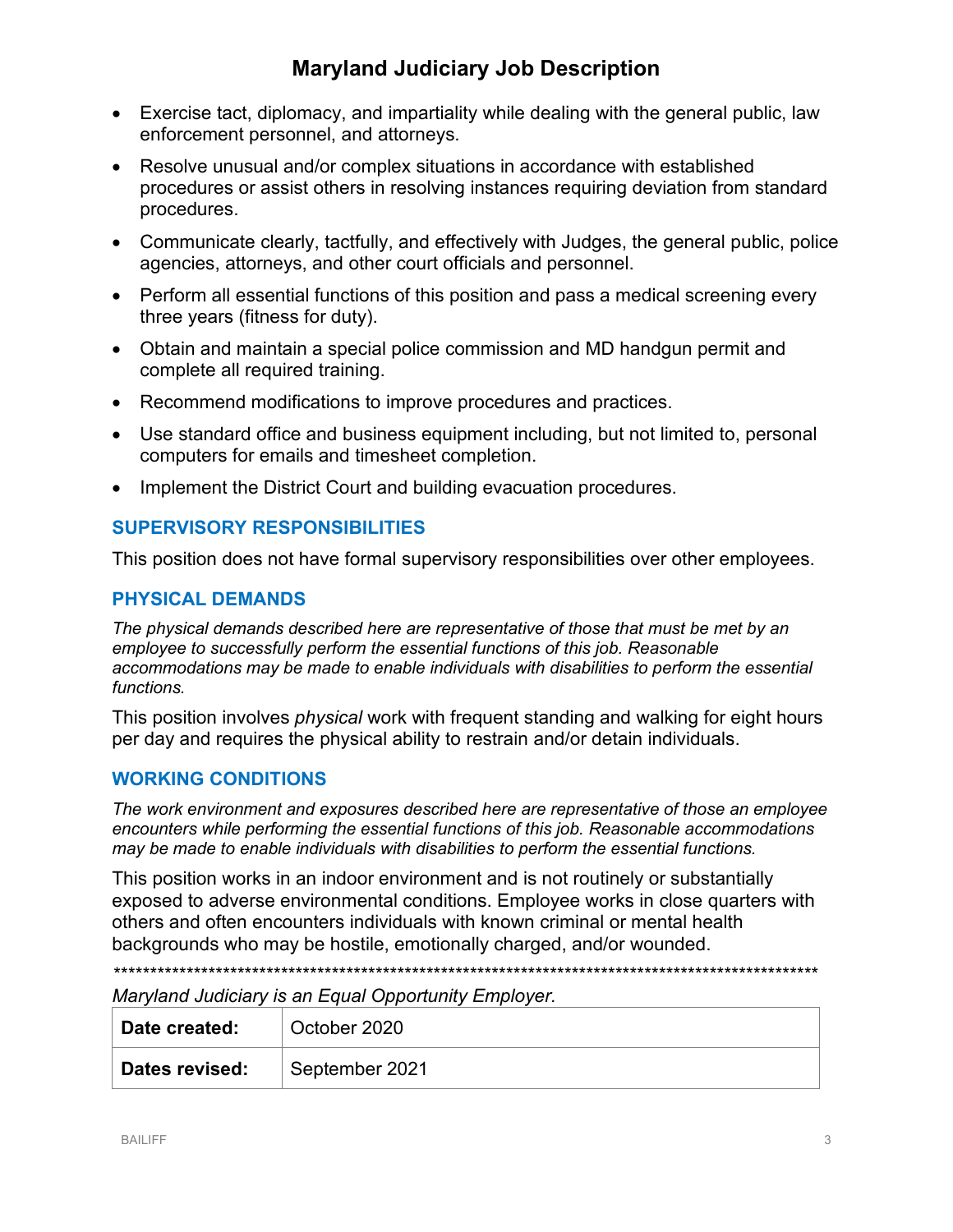# Maryland Judiciary Job Description

- Exercise tact, diplomacy, and impartiality while dealing with the general public, law enforcement personnel, and attorneys.
- Resolve unusual and/or complex situations in accordance with established procedures or assist others in resolving instances requiring deviation from standard procedures.
- Communicate clearly, tactfully, and effectively with Judges, the general public, police agencies, attorneys, and other court officials and personnel.
- Perform all essential functions of this position and pass a medical screening every three years (fitness for duty).
- Obtain and maintain a special police commission and MD handgun permit and complete all required training.
- Recommend modifications to improve procedures and practices.
- Use standard office and business equipment including, but not limited to, personal computers for emails and timesheet completion.
- Implement the District Court and building evacuation procedures.

## SUPERVISORY RESPONSIBILITIES

This position does not have formal supervisory responsibilities over other employees.

## PHYSICAL DEMANDS

*The physical demands described here are representative of those that must be met by an employee to successfully perform the essential functions of this job. Reasonable accommodations may be made to enable individuals with disabilities to perform the essential functions.*

This position involves *physical* work with frequent standing and walking for eight hours per day and requires the physical ability to restrain and/or detain individuals.

## WORKING CONDITIONS

*The work environment and exposures described here are representative of those an employee encounters while performing the essential functions of this job. Reasonable accommodations may be made to enable individuals with disabilities to perform the essential functions.*

This position works in an indoor environment and is not routinely or substantially exposed to adverse environmental conditions. Employee works in close quarters with others and often encounters individuals with known criminal or mental health backgrounds who may be hostile, emotionally charged, and/or wounded.

****************************************************************************************************

*Maryland Judiciary is an Equal Opportunity Employer.*

| | |
|---|---|
| **Date created:** | October 2020 |
| **Dates revised:** | September 2021 |